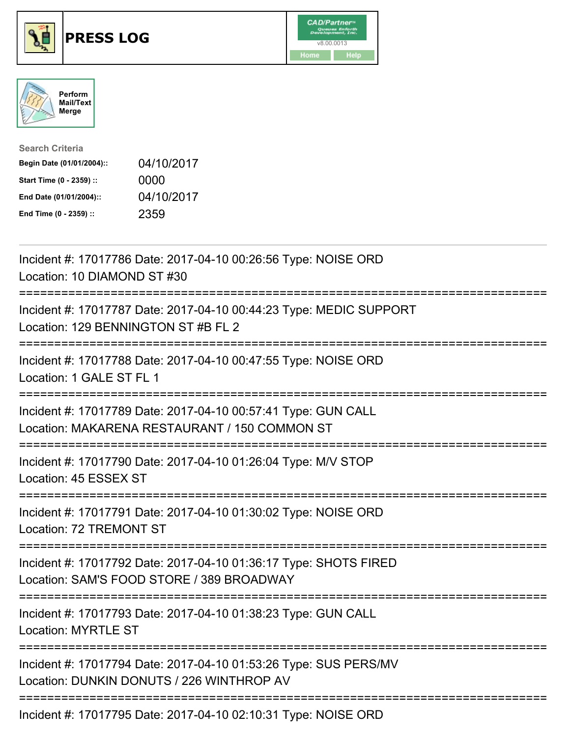# PRESS LOG

CAD/Partner™
Queues Enforth Development, Inc.
v8.00.0013

Home Help

Perform Mail/Text Merge

**Search Criteria**

| | |
|---|---|
| **Begin Date (01/01/2004)::** | 04/10/2017 |
| **Start Time (0 - 2359) ::** | 0000 |
| **End Date (01/01/2004)::** | 04/10/2017 |
| **End Time (0 - 2359) ::** | 2359 |

---

Incident #: 17017786 Date: 2017-04-10 00:26:56 Type: NOISE ORD
Location: 10 DIAMOND ST #30

===========================================================================

Incident #: 17017787 Date: 2017-04-10 00:44:23 Type: MEDIC SUPPORT
Location: 129 BENNINGTON ST #B FL 2

===========================================================================

Incident #: 17017788 Date: 2017-04-10 00:47:55 Type: NOISE ORD
Location: 1 GALE ST FL 1

===========================================================================

Incident #: 17017789 Date: 2017-04-10 00:57:41 Type: GUN CALL
Location: MAKARENA RESTAURANT / 150 COMMON ST

===========================================================================

Incident #: 17017790 Date: 2017-04-10 01:26:04 Type: M/V STOP
Location: 45 ESSEX ST

===========================================================================

Incident #: 17017791 Date: 2017-04-10 01:30:02 Type: NOISE ORD
Location: 72 TREMONT ST

===========================================================================

Incident #: 17017792 Date: 2017-04-10 01:36:17 Type: SHOTS FIRED
Location: SAM'S FOOD STORE / 389 BROADWAY

===========================================================================

Incident #: 17017793 Date: 2017-04-10 01:38:23 Type: GUN CALL
Location: MYRTLE ST

===========================================================================

Incident #: 17017794 Date: 2017-04-10 01:53:26 Type: SUS PERS/MV
Location: DUNKIN DONUTS / 226 WINTHROP AV

===========================================================================

Incident #: 17017795 Date: 2017-04-10 02:10:31 Type: NOISE ORD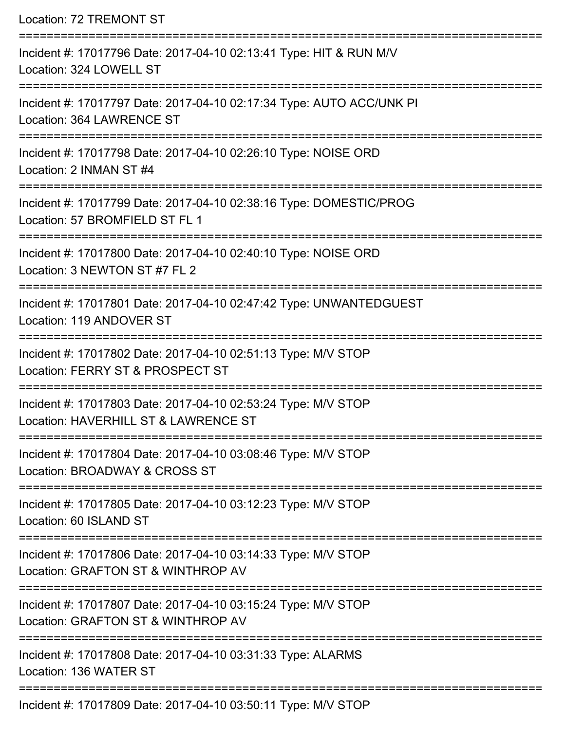Location: 72 TREMONT ST

===========================================================================

Incident #: 17017796 Date: 2017-04-10 02:13:41 Type: HIT & RUN M/V
Location: 324 LOWELL ST

===========================================================================

Incident #: 17017797 Date: 2017-04-10 02:17:34 Type: AUTO ACC/UNK PI
Location: 364 LAWRENCE ST

===========================================================================

Incident #: 17017798 Date: 2017-04-10 02:26:10 Type: NOISE ORD
Location: 2 INMAN ST #4

===========================================================================

Incident #: 17017799 Date: 2017-04-10 02:38:16 Type: DOMESTIC/PROG
Location: 57 BROMFIELD ST FL 1

===========================================================================

Incident #: 17017800 Date: 2017-04-10 02:40:10 Type: NOISE ORD
Location: 3 NEWTON ST #7 FL 2

===========================================================================

Incident #: 17017801 Date: 2017-04-10 02:47:42 Type: UNWANTEDGUEST
Location: 119 ANDOVER ST

===========================================================================

Incident #: 17017802 Date: 2017-04-10 02:51:13 Type: M/V STOP
Location: FERRY ST & PROSPECT ST

===========================================================================

Incident #: 17017803 Date: 2017-04-10 02:53:24 Type: M/V STOP
Location: HAVERHILL ST & LAWRENCE ST

===========================================================================

Incident #: 17017804 Date: 2017-04-10 03:08:46 Type: M/V STOP
Location: BROADWAY & CROSS ST

===========================================================================

Incident #: 17017805 Date: 2017-04-10 03:12:23 Type: M/V STOP
Location: 60 ISLAND ST

===========================================================================

Incident #: 17017806 Date: 2017-04-10 03:14:33 Type: M/V STOP
Location: GRAFTON ST & WINTHROP AV

===========================================================================

Incident #: 17017807 Date: 2017-04-10 03:15:24 Type: M/V STOP
Location: GRAFTON ST & WINTHROP AV

===========================================================================

Incident #: 17017808 Date: 2017-04-10 03:31:33 Type: ALARMS
Location: 136 WATER ST

===========================================================================

Incident #: 17017809 Date: 2017-04-10 03:50:11 Type: M/V STOP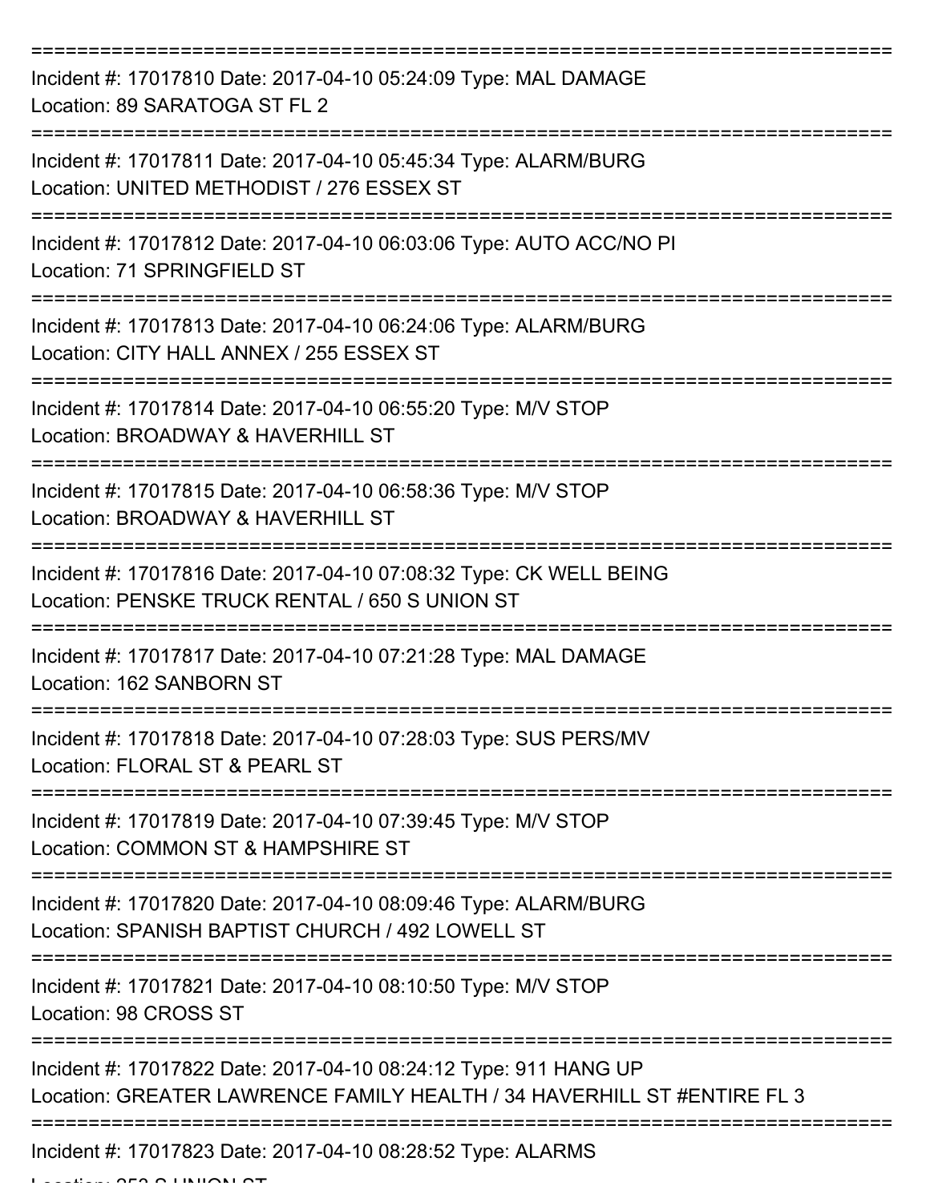Incident #: 17017810 Date: 2017-04-10 05:24:09 Type: MAL DAMAGE
Location: 89 SARATOGA ST FL 2

Incident #: 17017811 Date: 2017-04-10 05:45:34 Type: ALARM/BURG
Location: UNITED METHODIST / 276 ESSEX ST

Incident #: 17017812 Date: 2017-04-10 06:03:06 Type: AUTO ACC/NO PI
Location: 71 SPRINGFIELD ST

Incident #: 17017813 Date: 2017-04-10 06:24:06 Type: ALARM/BURG
Location: CITY HALL ANNEX / 255 ESSEX ST

Incident #: 17017814 Date: 2017-04-10 06:55:20 Type: M/V STOP
Location: BROADWAY & HAVERHILL ST

Incident #: 17017815 Date: 2017-04-10 06:58:36 Type: M/V STOP
Location: BROADWAY & HAVERHILL ST

Incident #: 17017816 Date: 2017-04-10 07:08:32 Type: CK WELL BEING
Location: PENSKE TRUCK RENTAL / 650 S UNION ST

Incident #: 17017817 Date: 2017-04-10 07:21:28 Type: MAL DAMAGE
Location: 162 SANBORN ST

Incident #: 17017818 Date: 2017-04-10 07:28:03 Type: SUS PERS/MV
Location: FLORAL ST & PEARL ST

Incident #: 17017819 Date: 2017-04-10 07:39:45 Type: M/V STOP
Location: COMMON ST & HAMPSHIRE ST

Incident #: 17017820 Date: 2017-04-10 08:09:46 Type: ALARM/BURG
Location: SPANISH BAPTIST CHURCH / 492 LOWELL ST

Incident #: 17017821 Date: 2017-04-10 08:10:50 Type: M/V STOP
Location: 98 CROSS ST

Incident #: 17017822 Date: 2017-04-10 08:24:12 Type: 911 HANG UP
Location: GREATER LAWRENCE FAMILY HEALTH / 34 HAVERHILL ST #ENTIRE FL 3

Incident #: 17017823 Date: 2017-04-10 08:28:52 Type: ALARMS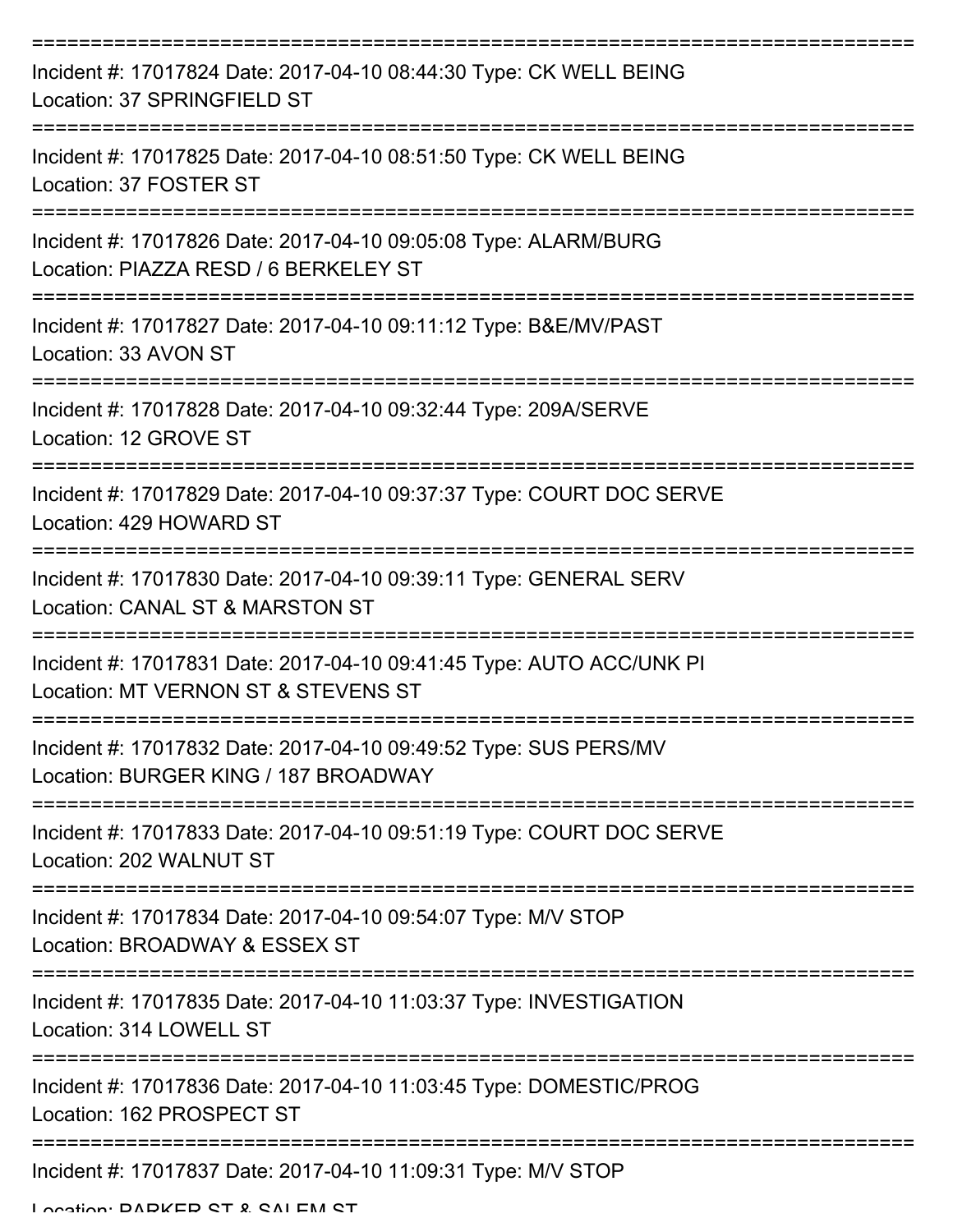Incident #: 17017824 Date: 2017-04-10 08:44:30 Type: CK WELL BEING
Location: 37 SPRINGFIELD ST

Incident #: 17017825 Date: 2017-04-10 08:51:50 Type: CK WELL BEING
Location: 37 FOSTER ST

Incident #: 17017826 Date: 2017-04-10 09:05:08 Type: ALARM/BURG
Location: PIAZZA RESD / 6 BERKELEY ST

Incident #: 17017827 Date: 2017-04-10 09:11:12 Type: B&E/MV/PAST
Location: 33 AVON ST

Incident #: 17017828 Date: 2017-04-10 09:32:44 Type: 209A/SERVE
Location: 12 GROVE ST

Incident #: 17017829 Date: 2017-04-10 09:37:37 Type: COURT DOC SERVE
Location: 429 HOWARD ST

Incident #: 17017830 Date: 2017-04-10 09:39:11 Type: GENERAL SERV
Location: CANAL ST & MARSTON ST

Incident #: 17017831 Date: 2017-04-10 09:41:45 Type: AUTO ACC/UNK PI
Location: MT VERNON ST & STEVENS ST

Incident #: 17017832 Date: 2017-04-10 09:49:52 Type: SUS PERS/MV
Location: BURGER KING / 187 BROADWAY

Incident #: 17017833 Date: 2017-04-10 09:51:19 Type: COURT DOC SERVE
Location: 202 WALNUT ST

Incident #: 17017834 Date: 2017-04-10 09:54:07 Type: M/V STOP
Location: BROADWAY & ESSEX ST

Incident #: 17017835 Date: 2017-04-10 11:03:37 Type: INVESTIGATION
Location: 314 LOWELL ST

Incident #: 17017836 Date: 2017-04-10 11:03:45 Type: DOMESTIC/PROG
Location: 162 PROSPECT ST

Incident #: 17017837 Date: 2017-04-10 11:09:31 Type: M/V STOP
Location: PARKER ST & SALEM ST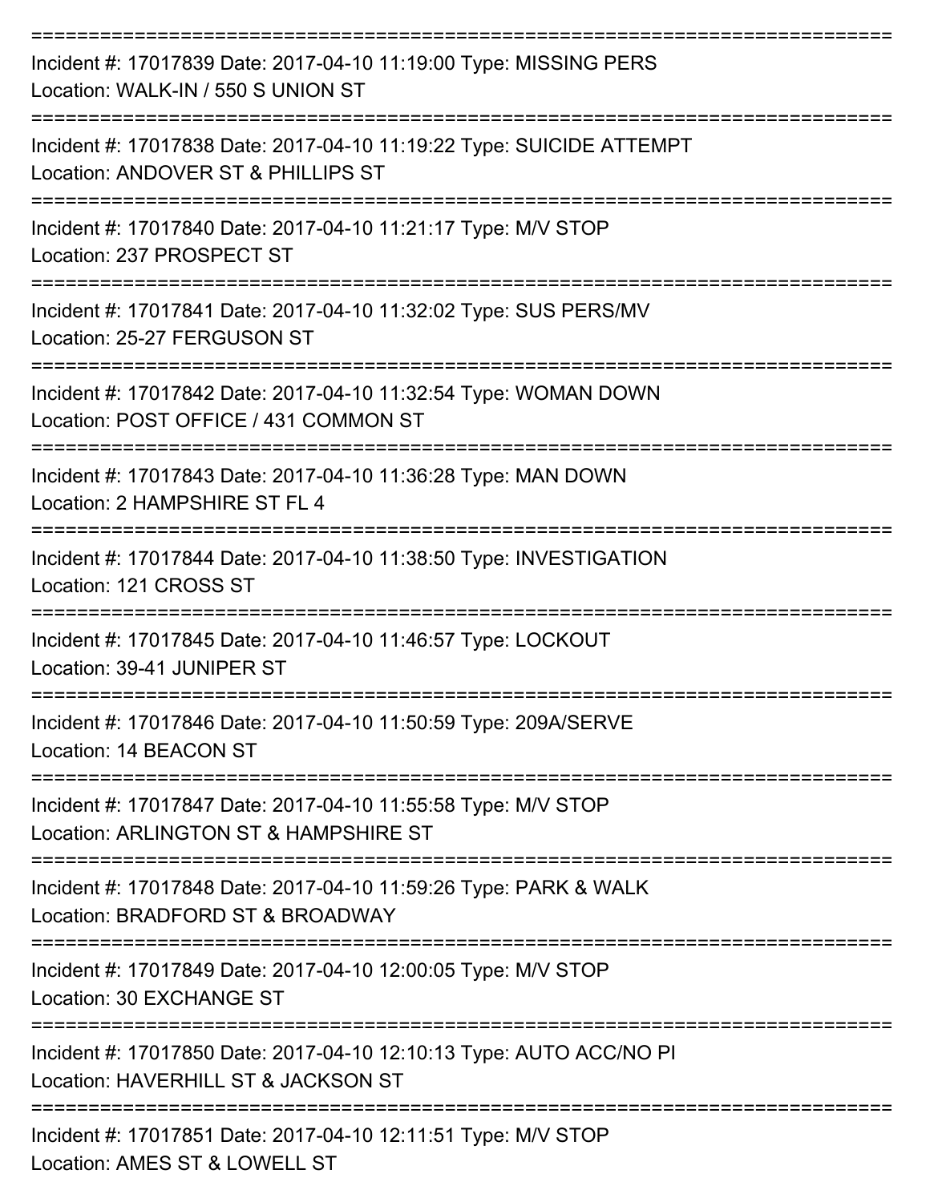===========================================================================

Incident #: 17017839 Date: 2017-04-10 11:19:00 Type: MISSING PERS
Location: WALK-IN / 550 S UNION ST

===========================================================================

Incident #: 17017838 Date: 2017-04-10 11:19:22 Type: SUICIDE ATTEMPT
Location: ANDOVER ST & PHILLIPS ST

===========================================================================

Incident #: 17017840 Date: 2017-04-10 11:21:17 Type: M/V STOP
Location: 237 PROSPECT ST

===========================================================================

Incident #: 17017841 Date: 2017-04-10 11:32:02 Type: SUS PERS/MV
Location: 25-27 FERGUSON ST

===========================================================================

Incident #: 17017842 Date: 2017-04-10 11:32:54 Type: WOMAN DOWN
Location: POST OFFICE / 431 COMMON ST

===========================================================================

Incident #: 17017843 Date: 2017-04-10 11:36:28 Type: MAN DOWN
Location: 2 HAMPSHIRE ST FL 4

===========================================================================

Incident #: 17017844 Date: 2017-04-10 11:38:50 Type: INVESTIGATION
Location: 121 CROSS ST

===========================================================================

Incident #: 17017845 Date: 2017-04-10 11:46:57 Type: LOCKOUT
Location: 39-41 JUNIPER ST

===========================================================================

Incident #: 17017846 Date: 2017-04-10 11:50:59 Type: 209A/SERVE
Location: 14 BEACON ST

===========================================================================

Incident #: 17017847 Date: 2017-04-10 11:55:58 Type: M/V STOP
Location: ARLINGTON ST & HAMPSHIRE ST

===========================================================================

Incident #: 17017848 Date: 2017-04-10 11:59:26 Type: PARK & WALK
Location: BRADFORD ST & BROADWAY

===========================================================================

Incident #: 17017849 Date: 2017-04-10 12:00:05 Type: M/V STOP
Location: 30 EXCHANGE ST

===========================================================================

Incident #: 17017850 Date: 2017-04-10 12:10:13 Type: AUTO ACC/NO PI
Location: HAVERHILL ST & JACKSON ST

===========================================================================

Incident #: 17017851 Date: 2017-04-10 12:11:51 Type: M/V STOP
Location: AMES ST & LOWELL ST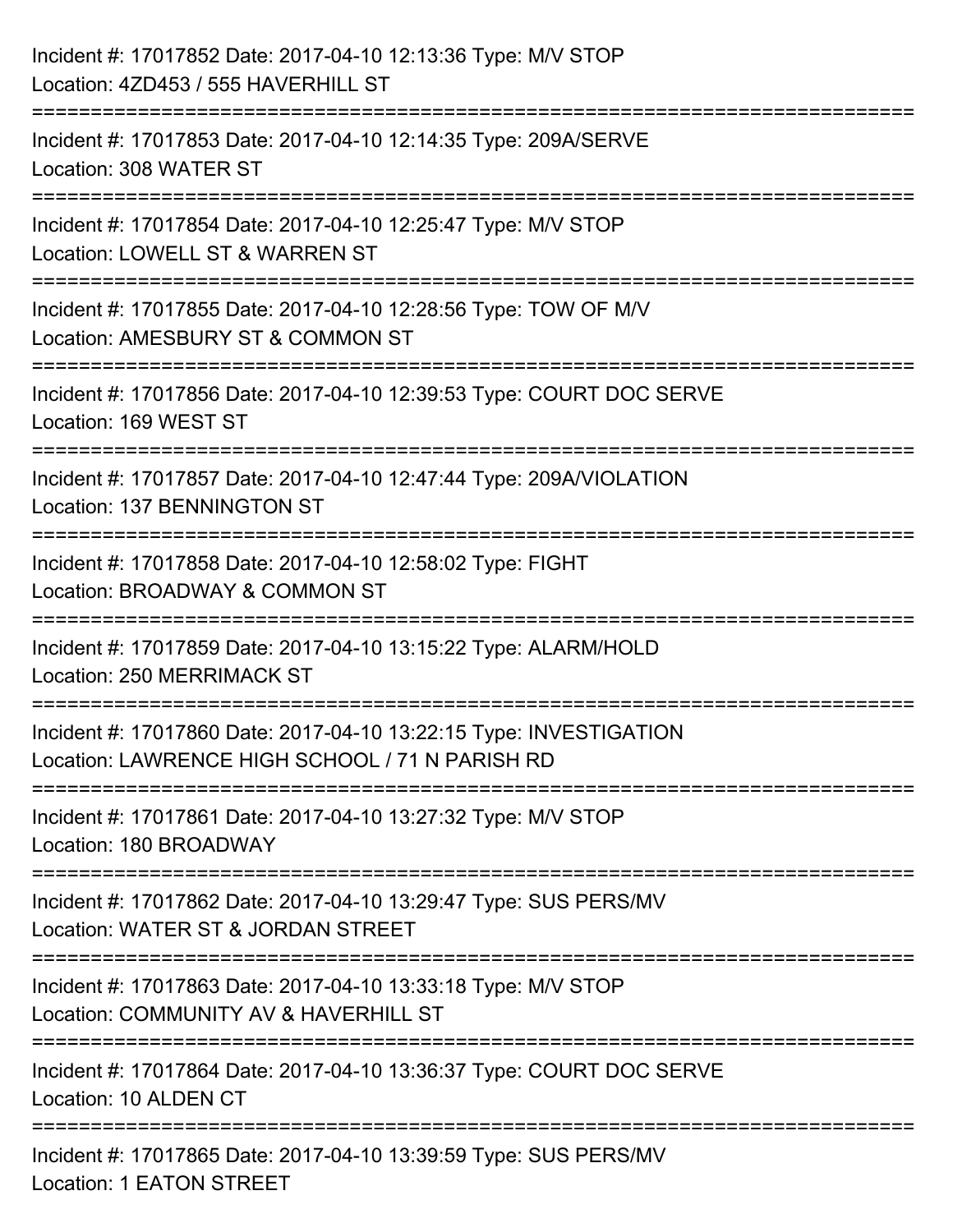Incident #: 17017852 Date: 2017-04-10 12:13:36 Type: M/V STOP
Location: 4ZD453 / 555 HAVERHILL ST

===========================================================================

Incident #: 17017853 Date: 2017-04-10 12:14:35 Type: 209A/SERVE
Location: 308 WATER ST

===========================================================================

Incident #: 17017854 Date: 2017-04-10 12:25:47 Type: M/V STOP
Location: LOWELL ST & WARREN ST

===========================================================================

Incident #: 17017855 Date: 2017-04-10 12:28:56 Type: TOW OF M/V
Location: AMESBURY ST & COMMON ST

===========================================================================

Incident #: 17017856 Date: 2017-04-10 12:39:53 Type: COURT DOC SERVE
Location: 169 WEST ST

===========================================================================

Incident #: 17017857 Date: 2017-04-10 12:47:44 Type: 209A/VIOLATION
Location: 137 BENNINGTON ST

===========================================================================

Incident #: 17017858 Date: 2017-04-10 12:58:02 Type: FIGHT
Location: BROADWAY & COMMON ST

===========================================================================

Incident #: 17017859 Date: 2017-04-10 13:15:22 Type: ALARM/HOLD
Location: 250 MERRIMACK ST

===========================================================================

Incident #: 17017860 Date: 2017-04-10 13:22:15 Type: INVESTIGATION
Location: LAWRENCE HIGH SCHOOL / 71 N PARISH RD

===========================================================================

Incident #: 17017861 Date: 2017-04-10 13:27:32 Type: M/V STOP
Location: 180 BROADWAY

===========================================================================

Incident #: 17017862 Date: 2017-04-10 13:29:47 Type: SUS PERS/MV
Location: WATER ST & JORDAN STREET

===========================================================================

Incident #: 17017863 Date: 2017-04-10 13:33:18 Type: M/V STOP
Location: COMMUNITY AV & HAVERHILL ST

===========================================================================

Incident #: 17017864 Date: 2017-04-10 13:36:37 Type: COURT DOC SERVE
Location: 10 ALDEN CT

===========================================================================

Incident #: 17017865 Date: 2017-04-10 13:39:59 Type: SUS PERS/MV
Location: 1 EATON STREET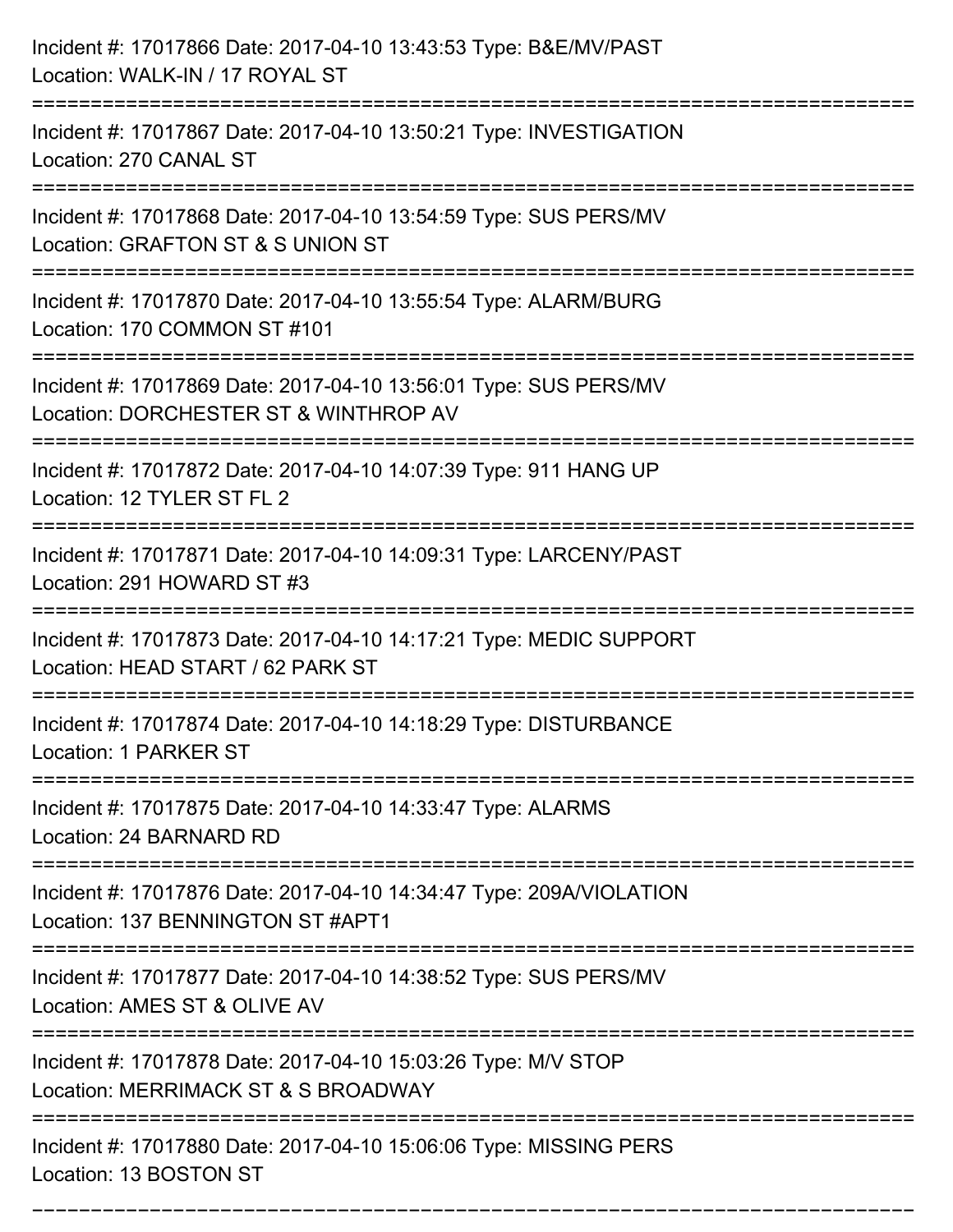Incident #: 17017866 Date: 2017-04-10 13:43:53 Type: B&E/MV/PAST
Location: WALK-IN / 17 ROYAL ST

===========================================================================

Incident #: 17017867 Date: 2017-04-10 13:50:21 Type: INVESTIGATION
Location: 270 CANAL ST

===========================================================================

Incident #: 17017868 Date: 2017-04-10 13:54:59 Type: SUS PERS/MV
Location: GRAFTON ST & S UNION ST

===========================================================================

Incident #: 17017870 Date: 2017-04-10 13:55:54 Type: ALARM/BURG
Location: 170 COMMON ST #101

===========================================================================

Incident #: 17017869 Date: 2017-04-10 13:56:01 Type: SUS PERS/MV
Location: DORCHESTER ST & WINTHROP AV

===========================================================================

Incident #: 17017872 Date: 2017-04-10 14:07:39 Type: 911 HANG UP
Location: 12 TYLER ST FL 2

===========================================================================

Incident #: 17017871 Date: 2017-04-10 14:09:31 Type: LARCENY/PAST
Location: 291 HOWARD ST #3

===========================================================================

Incident #: 17017873 Date: 2017-04-10 14:17:21 Type: MEDIC SUPPORT
Location: HEAD START / 62 PARK ST

===========================================================================

Incident #: 17017874 Date: 2017-04-10 14:18:29 Type: DISTURBANCE
Location: 1 PARKER ST

===========================================================================

Incident #: 17017875 Date: 2017-04-10 14:33:47 Type: ALARMS
Location: 24 BARNARD RD

===========================================================================

Incident #: 17017876 Date: 2017-04-10 14:34:47 Type: 209A/VIOLATION
Location: 137 BENNINGTON ST #APT1

===========================================================================

Incident #: 17017877 Date: 2017-04-10 14:38:52 Type: SUS PERS/MV
Location: AMES ST & OLIVE AV

===========================================================================

Incident #: 17017878 Date: 2017-04-10 15:03:26 Type: M/V STOP
Location: MERRIMACK ST & S BROADWAY

===========================================================================

Incident #: 17017880 Date: 2017-04-10 15:06:06 Type: MISSING PERS
Location: 13 BOSTON ST

===========================================================================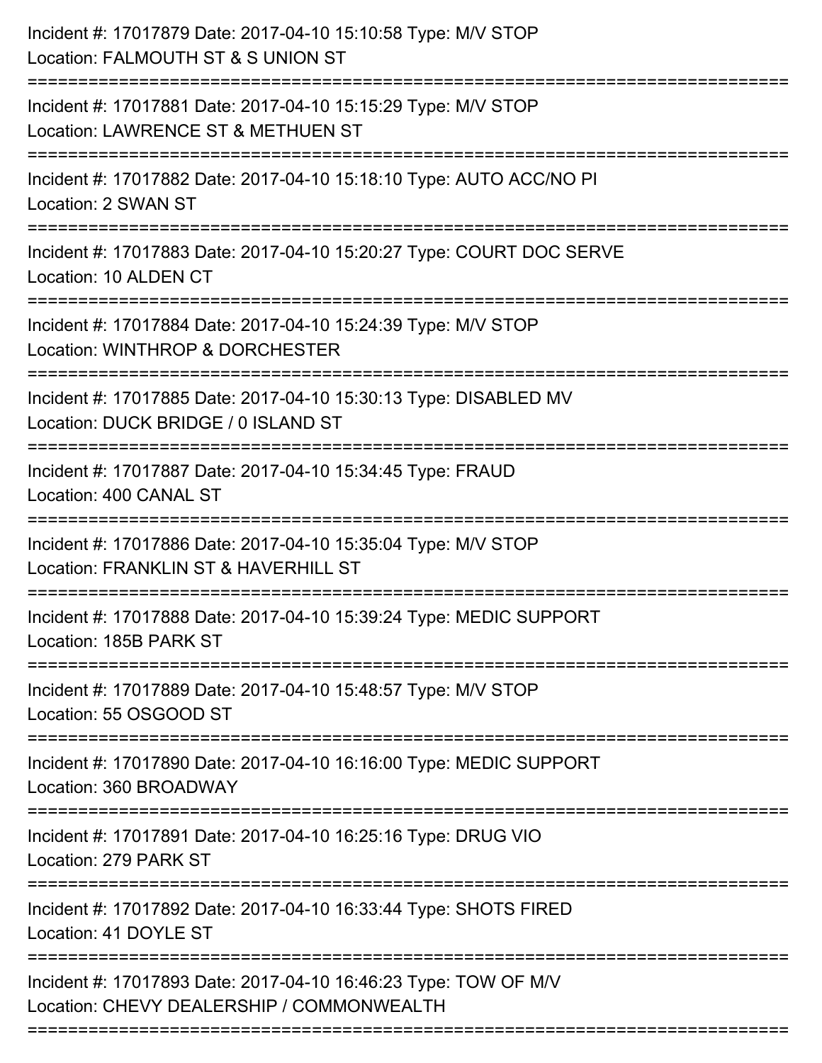Incident #: 17017879 Date: 2017-04-10 15:10:58 Type: M/V STOP
Location: FALMOUTH ST & S UNION ST

===========================================================================

Incident #: 17017881 Date: 2017-04-10 15:15:29 Type: M/V STOP
Location: LAWRENCE ST & METHUEN ST

===========================================================================

Incident #: 17017882 Date: 2017-04-10 15:18:10 Type: AUTO ACC/NO PI
Location: 2 SWAN ST

===========================================================================

Incident #: 17017883 Date: 2017-04-10 15:20:27 Type: COURT DOC SERVE
Location: 10 ALDEN CT

===========================================================================

Incident #: 17017884 Date: 2017-04-10 15:24:39 Type: M/V STOP
Location: WINTHROP & DORCHESTER

===========================================================================

Incident #: 17017885 Date: 2017-04-10 15:30:13 Type: DISABLED MV
Location: DUCK BRIDGE / 0 ISLAND ST

===========================================================================

Incident #: 17017887 Date: 2017-04-10 15:34:45 Type: FRAUD
Location: 400 CANAL ST

===========================================================================

Incident #: 17017886 Date: 2017-04-10 15:35:04 Type: M/V STOP
Location: FRANKLIN ST & HAVERHILL ST

===========================================================================

Incident #: 17017888 Date: 2017-04-10 15:39:24 Type: MEDIC SUPPORT
Location: 185B PARK ST

===========================================================================

Incident #: 17017889 Date: 2017-04-10 15:48:57 Type: M/V STOP
Location: 55 OSGOOD ST

===========================================================================

Incident #: 17017890 Date: 2017-04-10 16:16:00 Type: MEDIC SUPPORT
Location: 360 BROADWAY

===========================================================================

Incident #: 17017891 Date: 2017-04-10 16:25:16 Type: DRUG VIO
Location: 279 PARK ST

===========================================================================

Incident #: 17017892 Date: 2017-04-10 16:33:44 Type: SHOTS FIRED
Location: 41 DOYLE ST

===========================================================================

Incident #: 17017893 Date: 2017-04-10 16:46:23 Type: TOW OF M/V
Location: CHEVY DEALERSHIP / COMMONWEALTH

===========================================================================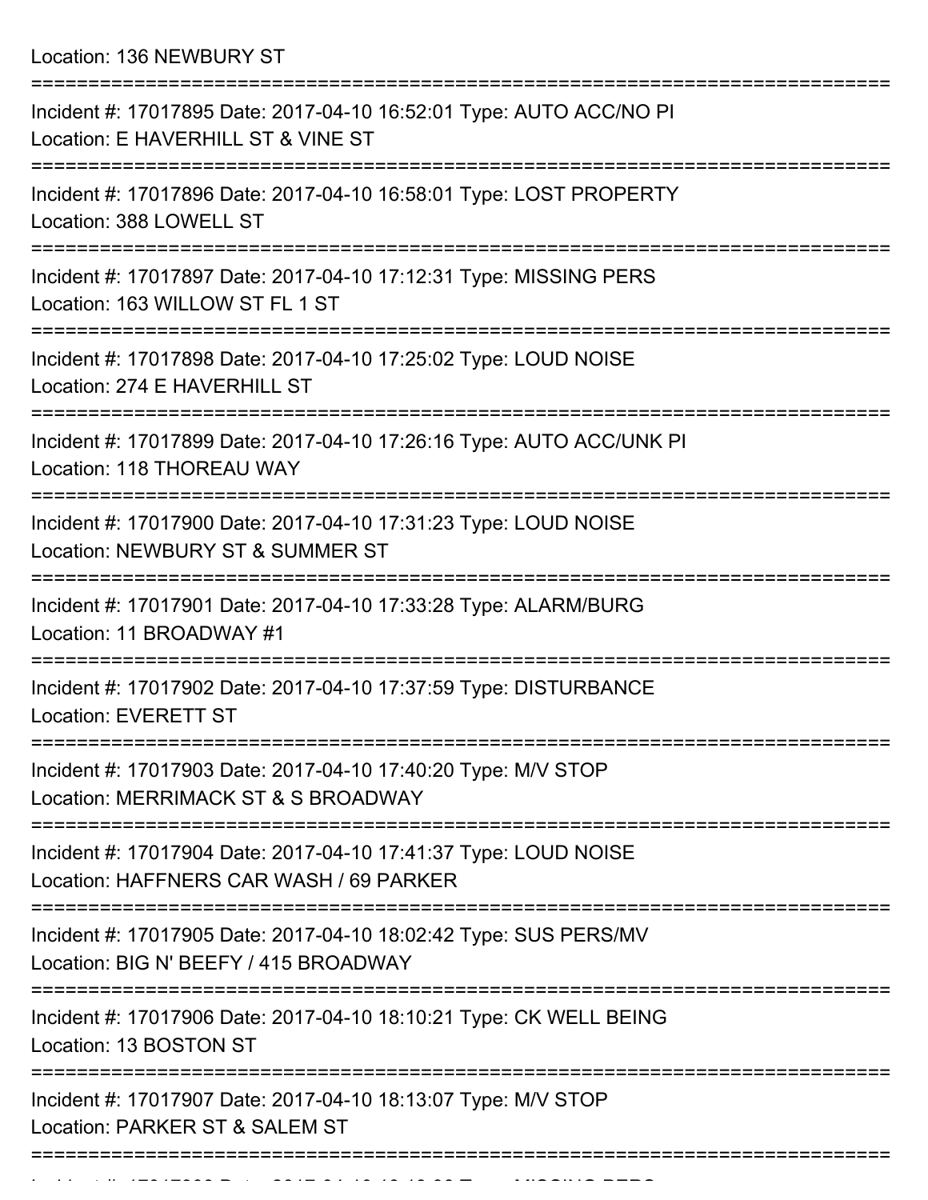Location: 136 NEWBURY ST

===========================================================================

Incident #: 17017895 Date: 2017-04-10 16:52:01 Type: AUTO ACC/NO PI
Location: E HAVERHILL ST & VINE ST

===========================================================================

Incident #: 17017896 Date: 2017-04-10 16:58:01 Type: LOST PROPERTY
Location: 388 LOWELL ST

===========================================================================

Incident #: 17017897 Date: 2017-04-10 17:12:31 Type: MISSING PERS
Location: 163 WILLOW ST FL 1 ST

===========================================================================

Incident #: 17017898 Date: 2017-04-10 17:25:02 Type: LOUD NOISE
Location: 274 E HAVERHILL ST

===========================================================================

Incident #: 17017899 Date: 2017-04-10 17:26:16 Type: AUTO ACC/UNK PI
Location: 118 THOREAU WAY

===========================================================================

Incident #: 17017900 Date: 2017-04-10 17:31:23 Type: LOUD NOISE
Location: NEWBURY ST & SUMMER ST

===========================================================================

Incident #: 17017901 Date: 2017-04-10 17:33:28 Type: ALARM/BURG
Location: 11 BROADWAY #1

===========================================================================

Incident #: 17017902 Date: 2017-04-10 17:37:59 Type: DISTURBANCE
Location: EVERETT ST

===========================================================================

Incident #: 17017903 Date: 2017-04-10 17:40:20 Type: M/V STOP
Location: MERRIMACK ST & S BROADWAY

===========================================================================

Incident #: 17017904 Date: 2017-04-10 17:41:37 Type: LOUD NOISE
Location: HAFFNERS CAR WASH / 69 PARKER

===========================================================================

Incident #: 17017905 Date: 2017-04-10 18:02:42 Type: SUS PERS/MV
Location: BIG N' BEEFY / 415 BROADWAY

===========================================================================

Incident #: 17017906 Date: 2017-04-10 18:10:21 Type: CK WELL BEING
Location: 13 BOSTON ST

===========================================================================

Incident #: 17017907 Date: 2017-04-10 18:13:07 Type: M/V STOP
Location: PARKER ST & SALEM ST

===========================================================================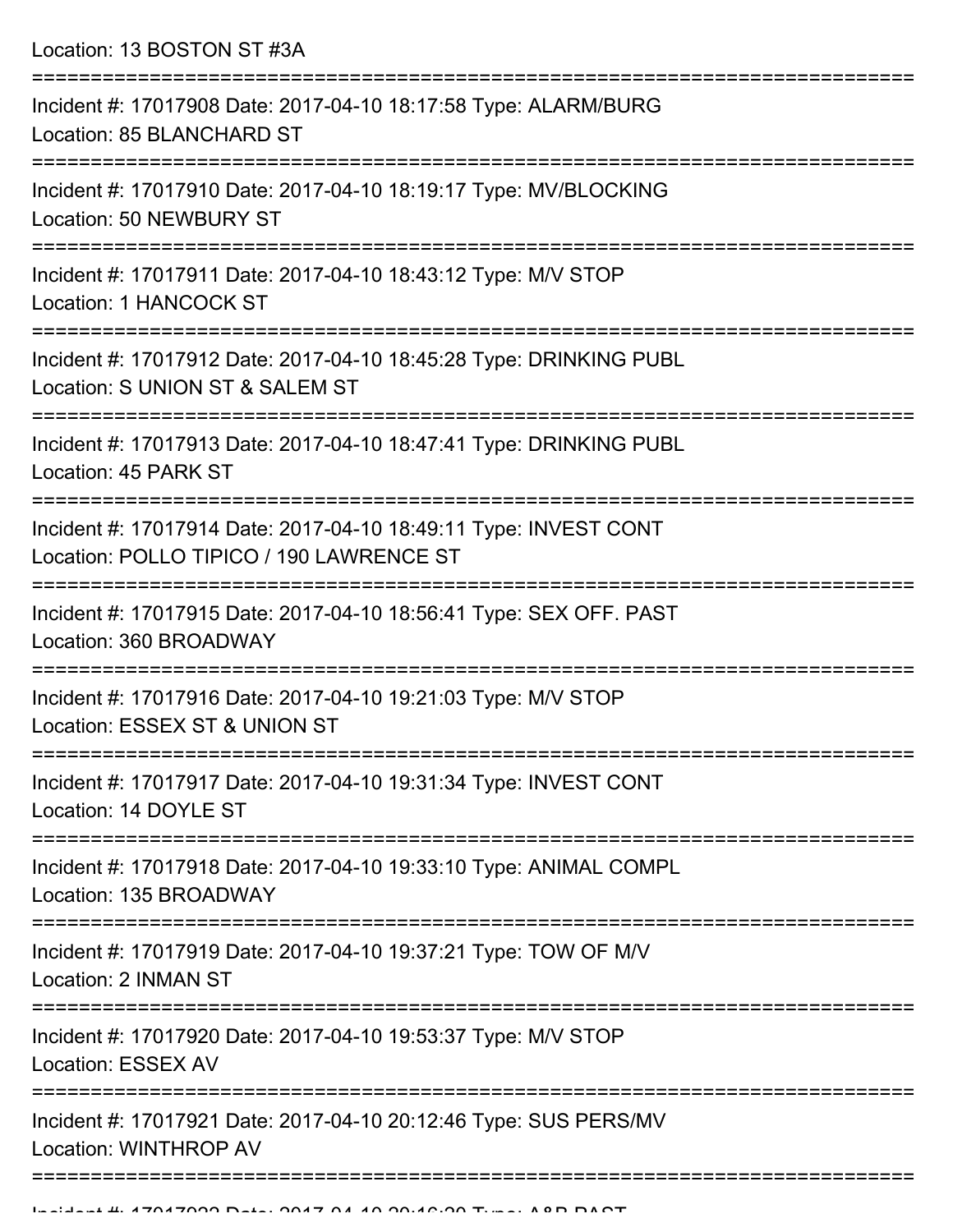Location: 13 BOSTON ST #3A

===========================================================================

Incident #: 17017908 Date: 2017-04-10 18:17:58 Type: ALARM/BURG
Location: 85 BLANCHARD ST

===========================================================================

Incident #: 17017910 Date: 2017-04-10 18:19:17 Type: MV/BLOCKING
Location: 50 NEWBURY ST

===========================================================================

Incident #: 17017911 Date: 2017-04-10 18:43:12 Type: M/V STOP
Location: 1 HANCOCK ST

===========================================================================

Incident #: 17017912 Date: 2017-04-10 18:45:28 Type: DRINKING PUBL
Location: S UNION ST & SALEM ST

===========================================================================

Incident #: 17017913 Date: 2017-04-10 18:47:41 Type: DRINKING PUBL
Location: 45 PARK ST

===========================================================================

Incident #: 17017914 Date: 2017-04-10 18:49:11 Type: INVEST CONT
Location: POLLO TIPICO / 190 LAWRENCE ST

===========================================================================

Incident #: 17017915 Date: 2017-04-10 18:56:41 Type: SEX OFF. PAST
Location: 360 BROADWAY

===========================================================================

Incident #: 17017916 Date: 2017-04-10 19:21:03 Type: M/V STOP
Location: ESSEX ST & UNION ST

===========================================================================

Incident #: 17017917 Date: 2017-04-10 19:31:34 Type: INVEST CONT
Location: 14 DOYLE ST

===========================================================================

Incident #: 17017918 Date: 2017-04-10 19:33:10 Type: ANIMAL COMPL
Location: 135 BROADWAY

===========================================================================

Incident #: 17017919 Date: 2017-04-10 19:37:21 Type: TOW OF M/V
Location: 2 INMAN ST

===========================================================================

Incident #: 17017920 Date: 2017-04-10 19:53:37 Type: M/V STOP
Location: ESSEX AV

===========================================================================

Incident #: 17017921 Date: 2017-04-10 20:12:46 Type: SUS PERS/MV
Location: WINTHROP AV

===========================================================================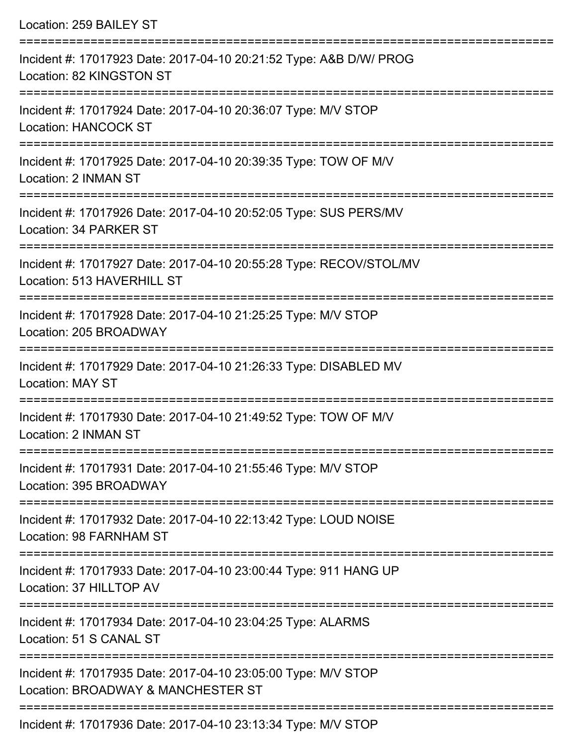Location: 259 BAILEY ST

===========================================================================

Incident #: 17017923 Date: 2017-04-10 20:21:52 Type: A&B D/W/ PROG
Location: 82 KINGSTON ST

===========================================================================

Incident #: 17017924 Date: 2017-04-10 20:36:07 Type: M/V STOP
Location: HANCOCK ST

===========================================================================

Incident #: 17017925 Date: 2017-04-10 20:39:35 Type: TOW OF M/V
Location: 2 INMAN ST

===========================================================================

Incident #: 17017926 Date: 2017-04-10 20:52:05 Type: SUS PERS/MV
Location: 34 PARKER ST

===========================================================================

Incident #: 17017927 Date: 2017-04-10 20:55:28 Type: RECOV/STOL/MV
Location: 513 HAVERHILL ST

===========================================================================

Incident #: 17017928 Date: 2017-04-10 21:25:25 Type: M/V STOP
Location: 205 BROADWAY

===========================================================================

Incident #: 17017929 Date: 2017-04-10 21:26:33 Type: DISABLED MV
Location: MAY ST

===========================================================================

Incident #: 17017930 Date: 2017-04-10 21:49:52 Type: TOW OF M/V
Location: 2 INMAN ST

===========================================================================

Incident #: 17017931 Date: 2017-04-10 21:55:46 Type: M/V STOP
Location: 395 BROADWAY

===========================================================================

Incident #: 17017932 Date: 2017-04-10 22:13:42 Type: LOUD NOISE
Location: 98 FARNHAM ST

===========================================================================

Incident #: 17017933 Date: 2017-04-10 23:00:44 Type: 911 HANG UP
Location: 37 HILLTOP AV

===========================================================================

Incident #: 17017934 Date: 2017-04-10 23:04:25 Type: ALARMS
Location: 51 S CANAL ST

===========================================================================

Incident #: 17017935 Date: 2017-04-10 23:05:00 Type: M/V STOP
Location: BROADWAY & MANCHESTER ST

===========================================================================

Incident #: 17017936 Date: 2017-04-10 23:13:34 Type: M/V STOP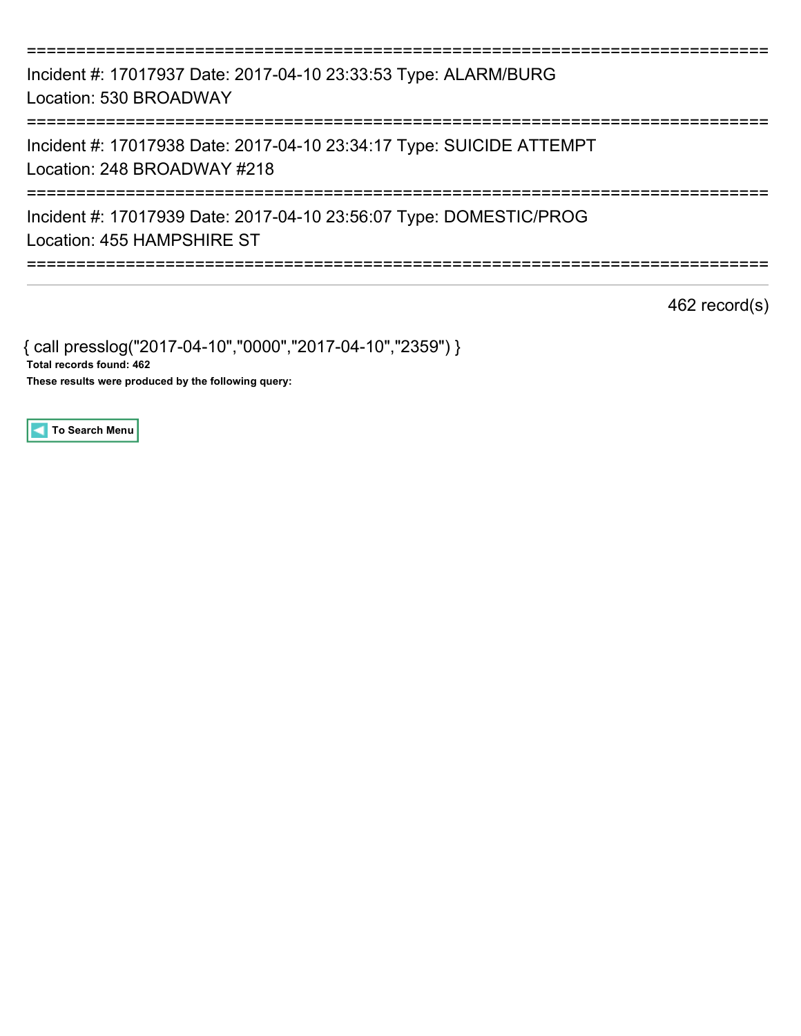===========================================================================

Incident #: 17017937 Date: 2017-04-10 23:33:53 Type: ALARM/BURG
Location: 530 BROADWAY

===========================================================================

Incident #: 17017938 Date: 2017-04-10 23:34:17 Type: SUICIDE ATTEMPT
Location: 248 BROADWAY #218

===========================================================================

Incident #: 17017939 Date: 2017-04-10 23:56:07 Type: DOMESTIC/PROG
Location: 455 HAMPSHIRE ST

===========================================================================

---

462 record(s)

{ call presslog("2017-04-10","0000","2017-04-10","2359") }

**Total records found: 462**

**These results were produced by the following query:**

**To Search Menu**